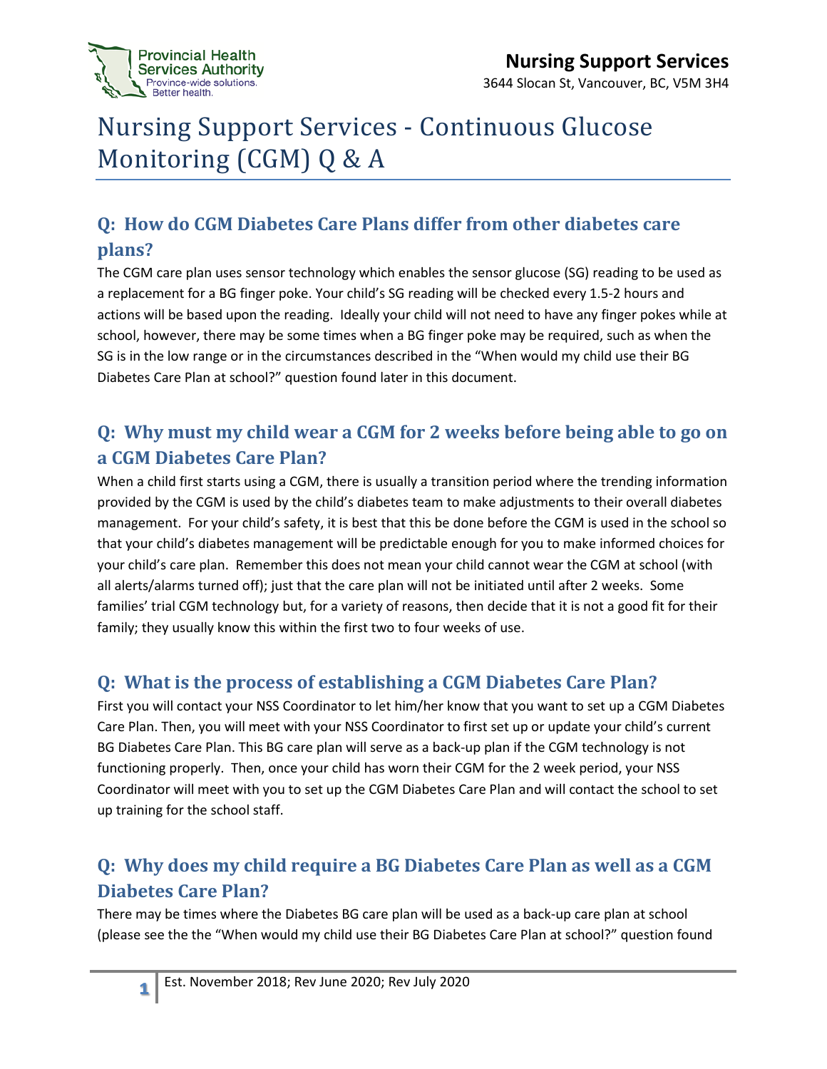# Nursing Support Services - Continuous Glucose Monitoring (CGM) Q & A

## Q: How do CGM Diabetes Care Plans differ from other diabetes care plans?

The CGM care plan uses sensor technology which enables the sensor glucose (SG) reading to be used as a replacement for a BG finger poke. Your child's SG reading will be checked every 1.5-2 hours and actions will be based upon the reading. Ideally your child will not need to have any finger pokes while at school, however, there may be some times when a BG finger poke may be required, such as when the SG is in the low range or in the circumstances described in the "When would my child use their BG Diabetes Care Plan at school?" question found later in this document.

## Q: Why must my child wear a CGM for 2 weeks before being able to go on a CGM Diabetes Care Plan?

When a child first starts using a CGM, there is usually a transition period where the trending information provided by the CGM is used by the child's diabetes team to make adjustments to their overall diabetes management. For your child's safety, it is best that this be done before the CGM is used in the school so that your child's diabetes management will be predictable enough for you to make informed choices for your child's care plan. Remember this does not mean your child cannot wear the CGM at school (with all alerts/alarms turned off); just that the care plan will not be initiated until after 2 weeks. Some families' trial CGM technology but, for a variety of reasons, then decide that it is not a good fit for their family; they usually know this within the first two to four weeks of use.

## Q: What is the process of establishing a CGM Diabetes Care Plan?

First you will contact your NSS Coordinator to let him/her know that you want to set up a CGM Diabetes Care Plan. Then, you will meet with your NSS Coordinator to first set up or update your child's current BG Diabetes Care Plan. This BG care plan will serve as a back-up plan if the CGM technology is not functioning properly. Then, once your child has worn their CGM for the 2 week period, your NSS Coordinator will meet with you to set up the CGM Diabetes Care Plan and will contact the school to set up training for the school staff.

## Q: Why does my child require a BG Diabetes Care Plan as well as a CGM Diabetes Care Plan?

There may be times where the Diabetes BG care plan will be used as a back-up care plan at school (please see the the "When would my child use their BG Diabetes Care Plan at school?" question found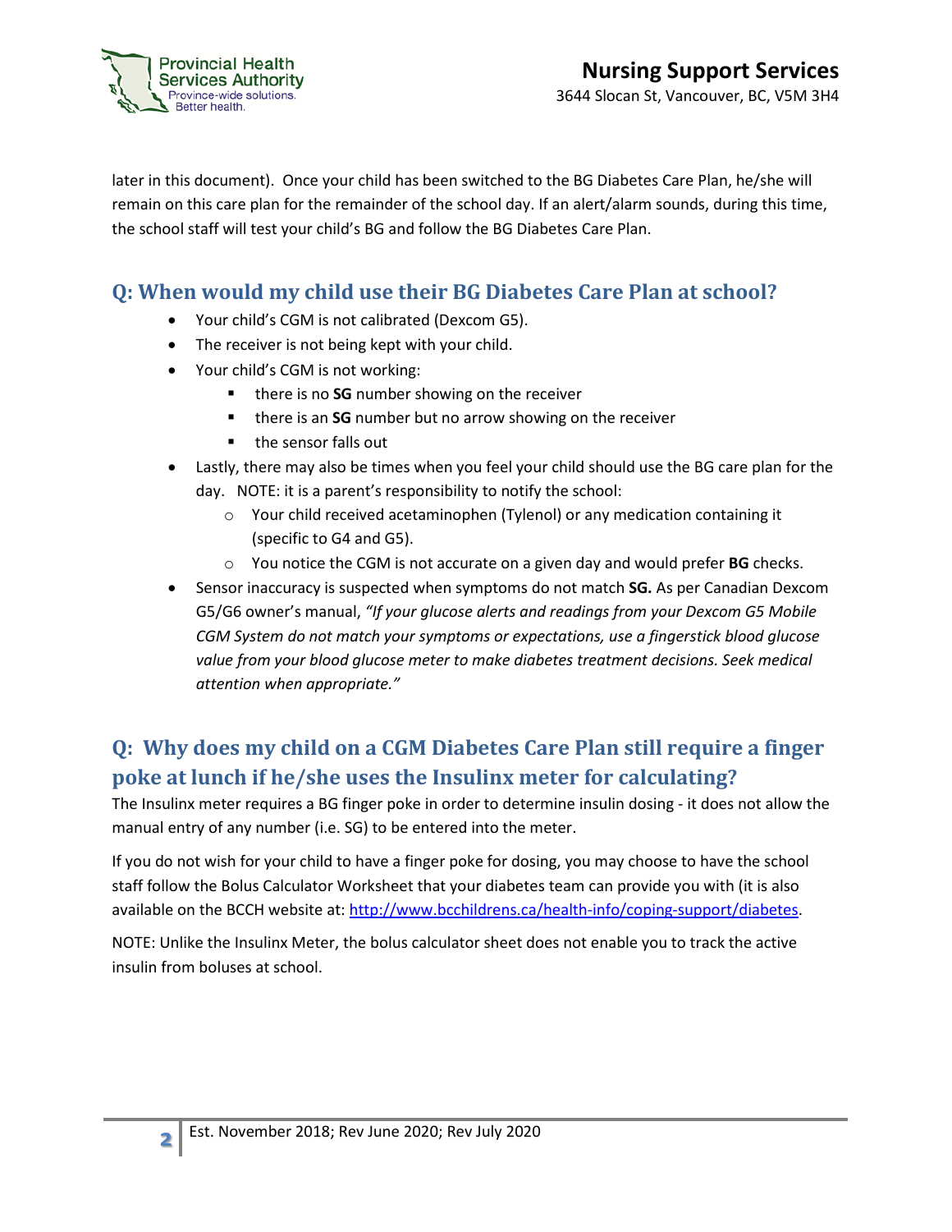later in this document). Once your child has been switched to the BG Diabetes Care Plan, he/she will remain on this care plan for the remainder of the school day. If an alert/alarm sounds, during this time, the school staff will test your child's BG and follow the BG Diabetes Care Plan.

## Q: When would my child use their BG Diabetes Care Plan at school?

- Your child's CGM is not calibrated (Dexcom G5).
- The receiver is not being kept with your child.
- Your child's CGM is not working:
  - there is no **SG** number showing on the receiver
  - there is an **SG** number but no arrow showing on the receiver
  - the sensor falls out
- Lastly, there may also be times when you feel your child should use the BG care plan for the day. NOTE: it is a parent's responsibility to notify the school:
  - Your child received acetaminophen (Tylenol) or any medication containing it (specific to G4 and G5).
  - You notice the CGM is not accurate on a given day and would prefer **BG** checks.
- Sensor inaccuracy is suspected when symptoms do not match **SG.** As per Canadian Dexcom G5/G6 owner's manual, *"If your glucose alerts and readings from your Dexcom G5 Mobile CGM System do not match your symptoms or expectations, use a fingerstick blood glucose value from your blood glucose meter to make diabetes treatment decisions. Seek medical attention when appropriate."*

## Q: Why does my child on a CGM Diabetes Care Plan still require a finger poke at lunch if he/she uses the Insulinx meter for calculating?

The Insulinx meter requires a BG finger poke in order to determine insulin dosing - it does not allow the manual entry of any number (i.e. SG) to be entered into the meter.

If you do not wish for your child to have a finger poke for dosing, you may choose to have the school staff follow the Bolus Calculator Worksheet that your diabetes team can provide you with (it is also available on the BCCH website at: http://www.bcchildrens.ca/health-info/coping-support/diabetes.

NOTE: Unlike the Insulinx Meter, the bolus calculator sheet does not enable you to track the active insulin from boluses at school.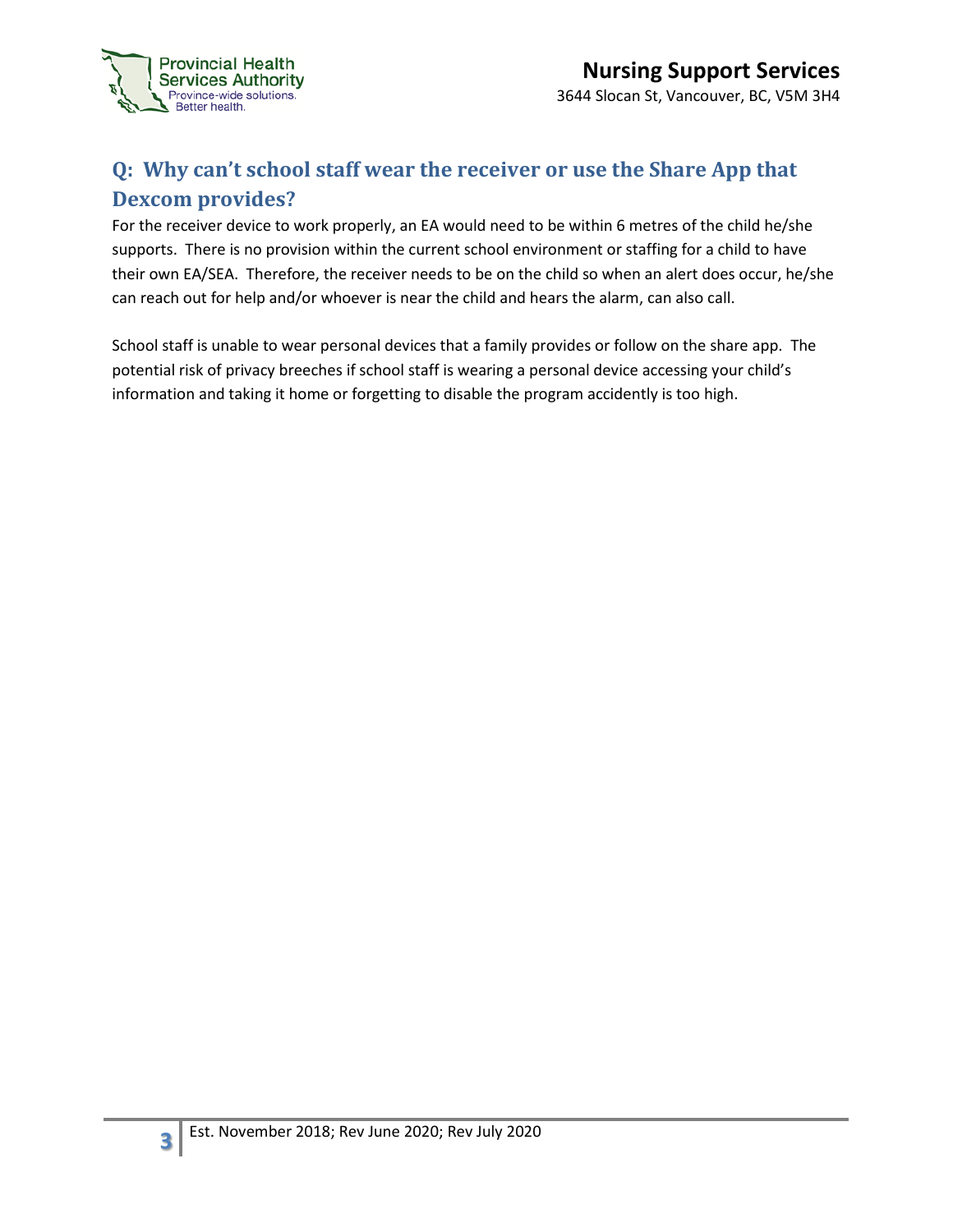## Q: Why can't school staff wear the receiver or use the Share App that Dexcom provides?

For the receiver device to work properly, an EA would need to be within 6 metres of the child he/she supports. There is no provision within the current school environment or staffing for a child to have their own EA/SEA. Therefore, the receiver needs to be on the child so when an alert does occur, he/she can reach out for help and/or whoever is near the child and hears the alarm, can also call.

School staff is unable to wear personal devices that a family provides or follow on the share app. The potential risk of privacy breeches if school staff is wearing a personal device accessing your child's information and taking it home or forgetting to disable the program accidently is too high.

Est. November 2018; Rev June 2020; Rev July 2020